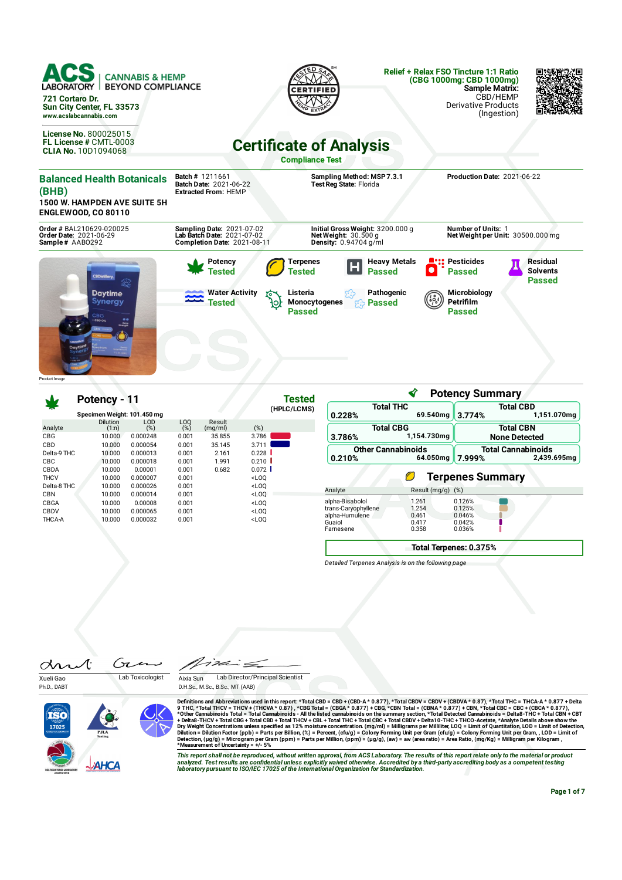**ACS LABORATORY** | CANNABIS & HEMP BEYOND COMPLIANCE

721 Cortaro Dr.
Sun City Center, FL 33573
www.acslabcannabis.com

License No. 800025015
FL License # CMTL-0003
CLIA No. 10D1094068

**Relief + Relax FSO Tincture 1:1 Ratio (CBG 1000mg: CBD 1000mg)**
**Sample Matrix:** CBD/HEMP Derivative Products (Ingestion)

# Certificate of Analysis

## Compliance Test

**Balanced Health Botanicals (BHB)**
1500 W. HAMPDEN AVE SUITE 5H
ENGLEWOOD, CO 80110

**Batch #** 1211661
**Batch Date:** 2021-06-22
**Extracted From:** HEMP

**Sampling Method:** MSP 7.3.1
**Test Reg State:** Florida

**Production Date:** 2021-06-22

**Order #** BAL210629-020025
**Order Date:** 2021-06-29
**Sample #** AAB0292

**Sampling Date:** 2021-07-02
**Lab Batch Date:** 2021-07-02
**Completion Date:** 2021-08-11

**Initial Gross Weight:** 3200.000 g
**Net Weight:** 30.500 g
**Density:** 0.94704 g/ml

**Number of Units:** 1
**Net Weight per Unit:** 30500.000 mg

Product Image

| Test | Status |
|---|---|
| Potency | Tested |
| Terpenes | Tested |
| Heavy Metals | Passed |
| Pesticides | Passed |
| Residual Solvents | Passed |
| Water Activity | Tested |
| Listeria Monocytogenes | Passed |
| Pathogenic | Passed |
| Microbiology Petrifilm | Passed |

## Potency - 11

**Tested** (HPLC/LCMS)

Specimen Weight: 101.450 mg

| Analyte | Dilution (1:n) | LOD (%) | LOQ (%) | Result (mg/ml) | (%) |
|---|---|---|---|---|---|
| CBG | 10.000 | 0.000248 | 0.001 | 35.855 | 3.786 |
| CBD | 10.000 | 0.000054 | 0.001 | 35.145 | 3.711 |
| Delta-9 THC | 10.000 | 0.000013 | 0.001 | 2.161 | 0.228 |
| CBC | 10.000 | 0.000018 | 0.001 | 1.991 | 0.210 |
| CBDA | 10.000 | 0.00001 | 0.001 | 0.682 | 0.072 |
| THCV | 10.000 | 0.000007 | 0.001 | | <LOQ |
| Delta-8 THC | 10.000 | 0.000026 | 0.001 | | <LOQ |
| CBN | 10.000 | 0.000014 | 0.001 | | <LOQ |
| CBGA | 10.000 | 0.00008 | 0.001 | | <LOQ |
| CBDV | 10.000 | 0.000065 | 0.001 | | <LOQ |
| THCA-A | 10.000 | 0.000032 | 0.001 | | <LOQ |

## Potency Summary

| | % | mg |
|---|---|---|
| Total THC | 0.228% | 69.540mg |
| Total CBD | 3.774% | 1,151.070mg |
| Total CBG | 3.786% | 1,154.730mg |
| Total CBN | None Detected | |
| Other Cannabinoids | 0.210% | 64.050mg |
| Total Cannabinoids | 7.999% | 2,439.695mg |

## Terpenes Summary

| Analyte | Result (mg/g) | (%) |
|---|---|---|
| alpha-Bisabolol | 1.261 | 0.126% |
| trans-Caryophyllene | 1.254 | 0.125% |
| alpha-Humulene | 0.461 | 0.046% |
| Guaiol | 0.417 | 0.042% |
| Farnesene | 0.358 | 0.036% |

**Total Terpenes: 0.375%**

*Detailed Terpenes Analysis is on the following page*

Xueli Gao, Ph.D., DABT — Lab Toxicologist

Aixia Sun, D.H.Sc., M.Sc., B.Sc., MT (AAB) — Lab Director/Principal Scientist

Definitions and Abbreviations used in this report: *Total CBD = CBD + (CBD-A * 0.877), *Total CBDV = CBDV + (CBDVA * 0.87), *Total THC = THCA-A * 0.877 + Delta 9 THC, *Total THCV = THCV + (THCVA * 0.87) , *CBG Total = (CBGA * 0.877) + CBG, *CBN Total = (CBNA * 0.877) + CBN, *Total CBC = CBC + (CBCA * 0.877), *Other Cannabinoids Total = Total Cannabinoids - All the listed cannabinoids on the summary section, *Total Detected Cannabinoids = Delta8-THC + Total CBN + CBT + Delta8-THCV + Total CBG + Total CBD + Total THCV + CBL + Total THC + Total CBC + Total CBDV + Delta10-THC + THCO-Acetate, *Analyte Details above show the Dry Weight Concentrations unless specified as 12% moisture concentration. (mg/ml) = Milligrams per Milliliter, LOQ = Limit of Quantitation, LOD = Limit of Detection, Dilution = Dilution Factor (ppb) = Parts per Billion, (%) = Percent, (cfu/g) = Colony Forming Unit per Gram (cfu/g) = Colony Forming Unit per Gram, , LOD = Limit of Detection, (µg/g) = Microgram per Gram (ppm) = Parts per Million, (ppm) = (µg/g), (aw) = aw (area ratio) = Area Ratio, (mg/Kg) = Milligram per Kilogram , *Measurement of Uncertainty = +/- 5%

*This report shall not be reproduced, without written approval, from ACS Laboratory. The results of this report relate only to the material or product analyzed. Test results are confidential unless explicitly waived otherwise. Accredited by a third-party accrediting body as a competent testing laboratory pursuant to ISO/IEC 17025 of the International Organization for Standardization.*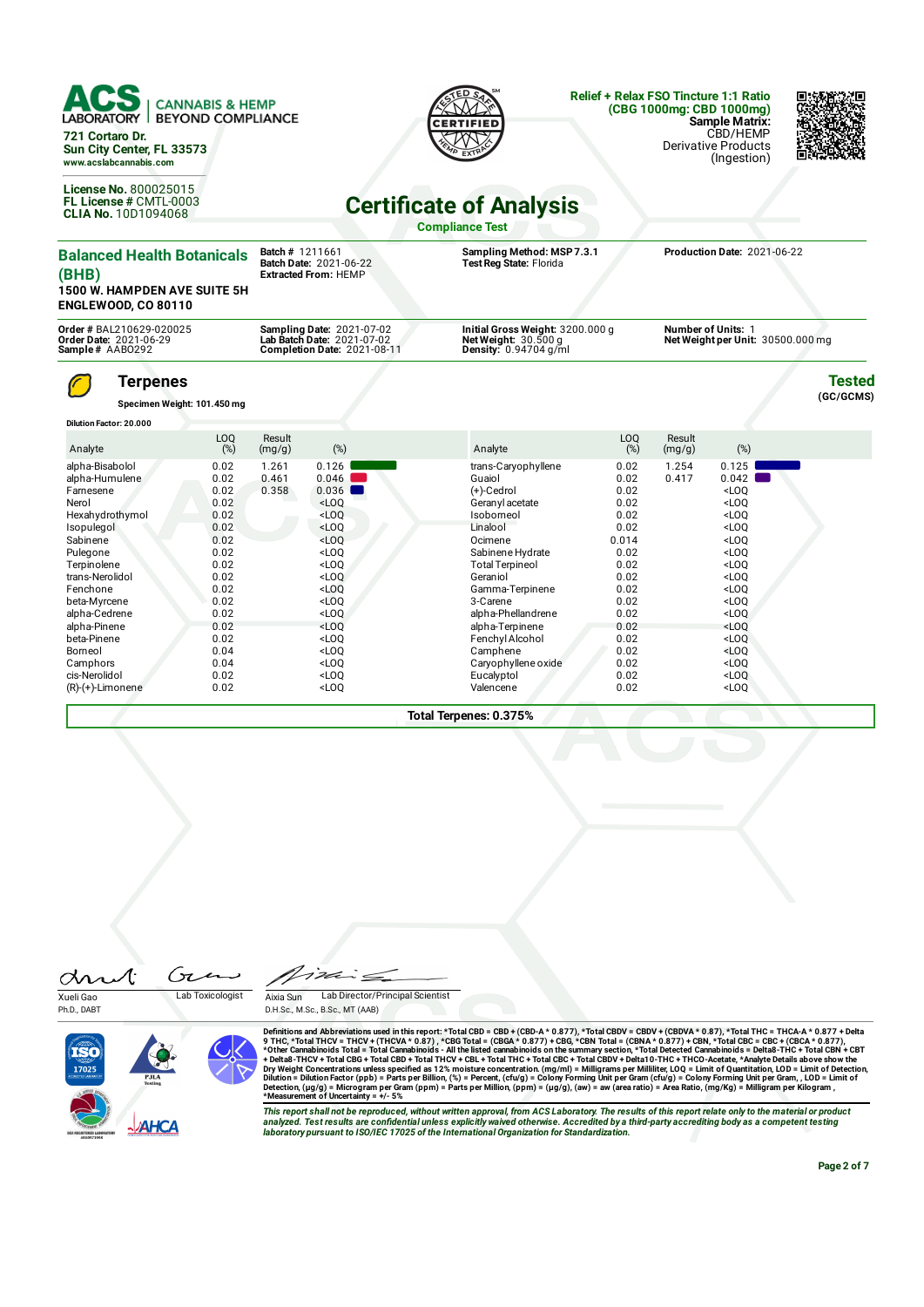**ACS LABORATORY** | CANNABIS & HEMP BEYOND COMPLIANCE

721 Cortaro Dr.
Sun City Center, FL 33573
www.acslabcannabis.com

License No. 800025015
FL License # CMTL-0003
CLIA No. 10D1094068

**Relief + Relax FSO Tincture 1:1 Ratio (CBG 1000mg: CBD 1000mg)**
**Sample Matrix:** CBD/HEMP Derivative Products (Ingestion)

# Certificate of Analysis

**Compliance Test**

**Balanced Health Botanicals (BHB)**
1500 W. HAMPDEN AVE SUITE 5H
ENGLEWOOD, CO 80110

**Batch #** 1211661
**Batch Date:** 2021-06-22
**Extracted From:** HEMP

**Sampling Method:** MSP 7.3.1
**Test Reg State:** Florida

**Production Date:** 2021-06-22

**Order #** BAL210629-020025
**Order Date:** 2021-06-29
**Sample #** AAB0292

**Sampling Date:** 2021-07-02
**Lab Batch Date:** 2021-07-02
**Completion Date:** 2021-08-11

**Initial Gross Weight:** 3200.000 g
**Net Weight:** 30.500 g
**Density:** 0.94704 g/ml

**Number of Units:** 1
**Net Weight per Unit:** 30500.000 mg

## Terpenes

**Tested** (GC/GCMS)

**Specimen Weight: 101.450 mg**

**Dilution Factor: 20.000**

| Analyte | LOQ (%) | Result (mg/g) | (%) | Analyte | LOQ (%) | Result (mg/g) | (%) |
|---|---|---|---|---|---|---|---|
| alpha-Bisabolol | 0.02 | 1.261 | 0.126 | trans-Caryophyllene | 0.02 | 1.254 | 0.125 |
| alpha-Humulene | 0.02 | 0.461 | 0.046 | Guaiol | 0.02 | 0.417 | 0.042 |
| Farnesene | 0.02 | 0.358 | 0.036 | (+)-Cedrol | 0.02 | | <LOQ |
| Nerol | 0.02 | | <LOQ | Geranyl acetate | 0.02 | | <LOQ |
| Hexahydrothymol | 0.02 | | <LOQ | Isoborneol | 0.02 | | <LOQ |
| Isopulegol | 0.02 | | <LOQ | Linalool | 0.02 | | <LOQ |
| Sabinene | 0.02 | | <LOQ | Ocimene | 0.014 | | <LOQ |
| Pulegone | 0.02 | | <LOQ | Sabinene Hydrate | 0.02 | | <LOQ |
| Terpinolene | 0.02 | | <LOQ | Total Terpineol | 0.02 | | <LOQ |
| trans-Nerolidol | 0.02 | | <LOQ | Geraniol | 0.02 | | <LOQ |
| Fenchone | 0.02 | | <LOQ | Gamma-Terpinene | 0.02 | | <LOQ |
| beta-Myrcene | 0.02 | | <LOQ | 3-Carene | 0.02 | | <LOQ |
| alpha-Cedrene | 0.02 | | <LOQ | alpha-Phellandrene | 0.02 | | <LOQ |
| alpha-Pinene | 0.02 | | <LOQ | alpha-Terpinene | 0.02 | | <LOQ |
| beta-Pinene | 0.02 | | <LOQ | Fenchyl Alcohol | 0.02 | | <LOQ |
| Borneol | 0.04 | | <LOQ | Camphene | 0.02 | | <LOQ |
| Camphors | 0.04 | | <LOQ | Caryophyllene oxide | 0.02 | | <LOQ |
| cis-Nerolidol | 0.02 | | <LOQ | Eucalyptol | 0.02 | | <LOQ |
| (R)-(+)-Limonene | 0.02 | | <LOQ | Valencene | 0.02 | | <LOQ |

**Total Terpenes: 0.375%**

Xueli Gao, Ph.D., DABT — Lab Toxicologist

Aixia Sun, D.H.Sc., M.Sc., B.Sc., MT (AAB) — Lab Director/Principal Scientist

**Definitions and Abbreviations used in this report:** *Total CBD = CBD + (CBD-A * 0.877), *Total CBDV = CBDV + (CBDVA * 0.87), *Total THC = THCA-A * 0.877 + Delta 9 THC, *Total THCV = THCV + (THCVA * 0.87) , *CBG Total = (CBGA * 0.877) + CBG, *CBN Total = (CBNA * 0.877) + CBN, *Total CBC = CBC + (CBCA * 0.877), *Other Cannabinoids Total = Total Cannabinoids - All the listed cannabinoids on the summary section, *Total Detected Cannabinoids = Delta8-THC + Total CBN + CBT + Delta8-THCV + Total CBG + Total CBD + Total THCV + CBL + Total THC + Total CBC + Total CBDV + Delta10-THC + THCO-Acetate, *Analyte Details above show the Dry Weight Concentrations unless specified as 12% moisture concentration. (mg/ml) = Milligrams per Milliliter, LOQ = Limit of Quantitation, LOD = Limit of Detection, Dilution = Dilution Factor (ppb) = Parts per Billion, (%) = Percent, (cfu/g) = Colony Forming Unit per Gram (cfu/g) = Colony Forming Unit per Gram, , LOD = Limit of Detection, (µg/g) = Microgram per Gram (ppm) = Parts per Million, (ppm) = (µg/g), (aw) = aw (area ratio) = Area Ratio, (mg/Kg) = Milligram per Kilogram , *Measurement of Uncertainty = +/- 5%

*This report shall not be reproduced, without written approval, from ACS Laboratory. The results of this report relate only to the material or product analyzed. Test results are confidential unless explicitly waived otherwise. Accredited by a third-party accrediting body as a competent testing laboratory pursuant to ISO/IEC 17025 of the International Organization for Standardization.*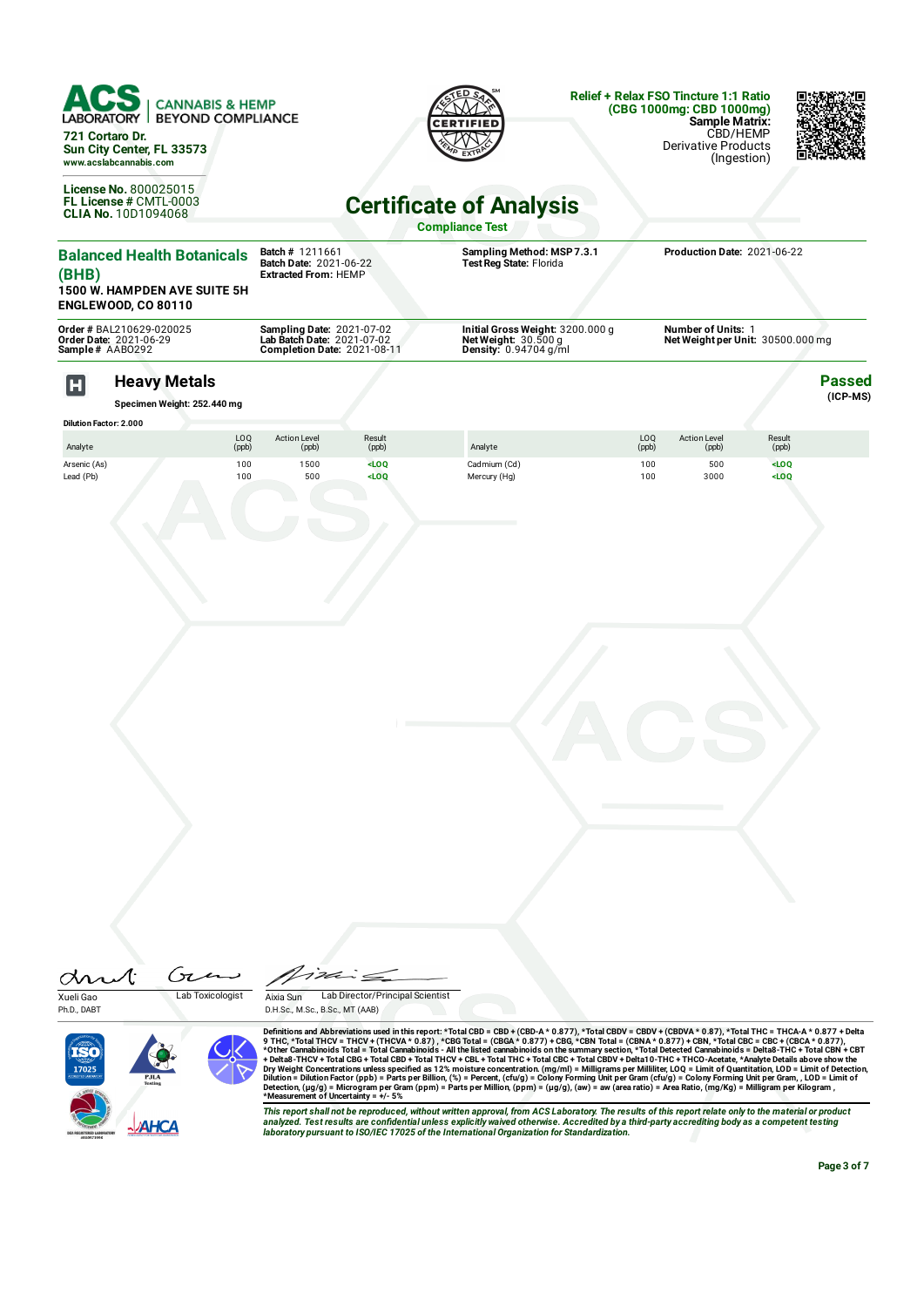**ACS LABORATORY** | CANNABIS & HEMP BEYOND COMPLIANCE

721 Cortaro Dr.
Sun City Center, FL 33573
www.acslabcannabis.com

**License No.** 800025015
**FL License #** CMTL-0003
**CLIA No.** 10D1094068

**Relief + Relax FSO Tincture 1:1 Ratio (CBG 1000mg: CBD 1000mg)**
**Sample Matrix:** CBD/HEMP Derivative Products (Ingestion)

# Certificate of Analysis

**Compliance Test**

**Balanced Health Botanicals (BHB)**
**1500 W. HAMPDEN AVE SUITE 5H**
**ENGLEWOOD, CO 80110**

**Batch #** 1211661
**Batch Date:** 2021-06-22
**Extracted From:** HEMP

**Sampling Method:** MSP 7.3.1
**Test Reg State:** Florida

**Production Date:** 2021-06-22

**Order #** BAL210629-020025
**Order Date:** 2021-06-29
**Sample #** AABO292

**Sampling Date:** 2021-07-02
**Lab Batch Date:** 2021-07-02
**Completion Date:** 2021-08-11

**Initial Gross Weight:** 3200.000 g
**Net Weight:** 30.500 g
**Density:** 0.94704 g/ml

**Number of Units:** 1
**Net Weight per Unit:** 30500.000 mg

## Heavy Metals

**Passed** (ICP-MS)

**Specimen Weight: 252.440 mg**

**Dilution Factor: 2.000**

| Analyte | LOQ (ppb) | Action Level (ppb) | Result (ppb) | Analyte | LOQ (ppb) | Action Level (ppb) | Result (ppb) |
|---|---|---|---|---|---|---|---|
| Arsenic (As) | 100 | 1500 | <LOQ | Cadmium (Cd) | 100 | 500 | <LOQ |
| Lead (Pb) | 100 | 500 | <LOQ | Mercury (Hg) | 100 | 3000 | <LOQ |

Xueli Gao, Ph.D., DABT — Lab Toxicologist

Aixia Sun, D.H.Sc., M.Sc., B.Sc., MT (AAB) — Lab Director/Principal Scientist

**Definitions and Abbreviations used in this report:** *Total CBD = CBD + (CBD-A * 0.877), *Total CBDV = CBDV + (CBDVA * 0.87), *Total THC = THCA-A * 0.877 + Delta 9 THC, *Total THCV = THCV + (THCVA * 0.87) , *CBG Total = (CBGA * 0.877) + CBG, *CBN Total = (CBNA * 0.877) + CBN, *Total CBC = CBC + (CBCA * 0.877), *Other Cannabinoids Total = Total Cannabinoids - All the listed cannabinoids on the summary section, *Total Detected Cannabinoids = Delta8-THC + Total CBN + CBT + Delta8-THCV + Total CBG + Total CBD + Total THCV + CBL + Total THC + Total CBC + Total CBDV + Delta10-THC + THCO-Acetate, *Analyte Details above show the Dry Weight Concentrations unless specified as 12% moisture concentration. (mg/ml) = Milligrams per Milliliter, LOQ = Limit of Quantitation, LOD = Limit of Detection, Dilution = Dilution Factor (ppb) = Parts per Billion, (%) = Percent, (cfu/g) = Colony Forming Unit per Gram (cfu/g) = Colony Forming Unit per Gram, , LOD = Limit of Detection, (µg/g) = Microgram per Gram (ppm) = Parts per Million, (ppm) = (µg/g), (aw) = aw (area ratio) = Area Ratio, (mg/Kg) = Milligram per Kilogram , *Measurement of Uncertainty = +/- 5%

*This report shall not be reproduced, without written approval, from ACS Laboratory. The results of this report relate only to the material or product analyzed. Test results are confidential unless explicitly waived otherwise. Accredited by a third-party accrediting body as a competent testing laboratory pursuant to ISO/IEC 17025 of the International Organization for Standardization.*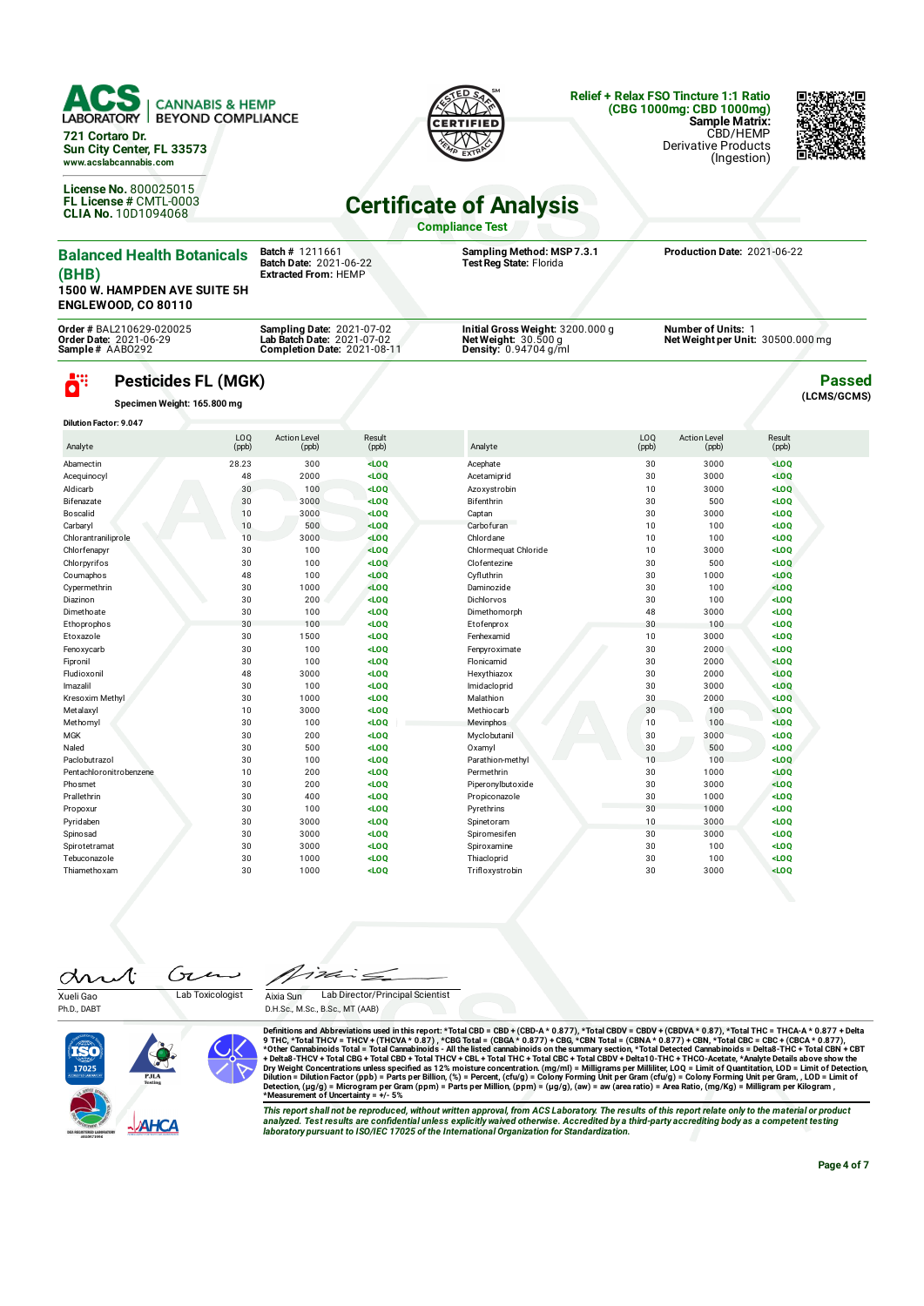**ACS LABORATORY** | CANNABIS & HEMP BEYOND COMPLIANCE
721 Cortaro Dr.
Sun City Center, FL 33573
www.acslabcannabis.com

License No. 800025015
FL License # CMTL-0003
CLIA No. 10D1094068

**Relief + Relax FSO Tincture 1:1 Ratio (CBG 1000mg: CBD 1000mg)**
**Sample Matrix:** CBD/HEMP Derivative Products (Ingestion)

# Certificate of Analysis

**Compliance Test**

**Balanced Health Botanicals (BHB)**
**1500 W. HAMPDEN AVE SUITE 5H**
**ENGLEWOOD, CO 80110**

**Batch #** 1211661
**Batch Date:** 2021-06-22
**Extracted From:** HEMP

**Sampling Method:** MSP 7.3.1
**Test Reg State:** Florida

**Production Date:** 2021-06-22

**Order #** BAL210629-020025
**Order Date:** 2021-06-29
**Sample #** AABO292

**Sampling Date:** 2021-07-02
**Lab Batch Date:** 2021-07-02
**Completion Date:** 2021-08-11

**Initial Gross Weight:** 3200.000 g
**Net Weight:** 30.500 g
**Density:** 0.94704 g/ml

**Number of Units:** 1
**Net Weight per Unit:** 30500.000 mg

## Pesticides FL (MGK)

**Passed**
**(LCMS/GCMS)**

**Specimen Weight: 165.800 mg**

**Dilution Factor: 9.047**

| Analyte | LOQ (ppb) | Action Level (ppb) | Result (ppb) | Analyte | LOQ (ppb) | Action Level (ppb) | Result (ppb) |
|---|---|---|---|---|---|---|---|
| Abamectin | 28.23 | 300 | <LOQ | Acephate | 30 | 3000 | <LOQ |
| Acequinocyl | 48 | 2000 | <LOQ | Acetamiprid | 30 | 3000 | <LOQ |
| Aldicarb | 30 | 100 | <LOQ | Azoxystrobin | 10 | 3000 | <LOQ |
| Bifenazate | 30 | 3000 | <LOQ | Bifenthrin | 30 | 500 | <LOQ |
| Boscalid | 10 | 3000 | <LOQ | Captan | 30 | 3000 | <LOQ |
| Carbaryl | 10 | 500 | <LOQ | Carbofuran | 10 | 100 | <LOQ |
| Chlorantraniliprole | 10 | 3000 | <LOQ | Chlordane | 10 | 100 | <LOQ |
| Chlorfenapyr | 30 | 100 | <LOQ | Chlormequat Chloride | 10 | 3000 | <LOQ |
| Chlorpyrifos | 30 | 100 | <LOQ | Clofentezine | 30 | 500 | <LOQ |
| Coumaphos | 48 | 100 | <LOQ | Cyfluthrin | 30 | 1000 | <LOQ |
| Cypermethrin | 30 | 1000 | <LOQ | Daminozide | 30 | 100 | <LOQ |
| Diazinon | 30 | 200 | <LOQ | Dichlorvos | 30 | 100 | <LOQ |
| Dimethoate | 30 | 100 | <LOQ | Dimethomorph | 48 | 3000 | <LOQ |
| Ethoprophos | 30 | 100 | <LOQ | Etofenprox | 30 | 100 | <LOQ |
| Etoxazole | 30 | 1500 | <LOQ | Fenhexamid | 10 | 3000 | <LOQ |
| Fenoxycarb | 30 | 100 | <LOQ | Fenpyroximate | 30 | 2000 | <LOQ |
| Fipronil | 30 | 100 | <LOQ | Flonicamid | 30 | 2000 | <LOQ |
| Fludioxonil | 48 | 3000 | <LOQ | Hexythiazox | 30 | 2000 | <LOQ |
| Imazalil | 30 | 100 | <LOQ | Imidacloprid | 30 | 3000 | <LOQ |
| Kresoxim Methyl | 30 | 1000 | <LOQ | Malathion | 30 | 2000 | <LOQ |
| Metalaxyl | 10 | 3000 | <LOQ | Methiocarb | 30 | 100 | <LOQ |
| Methomyl | 30 | 100 | <LOQ | Mevinphos | 10 | 100 | <LOQ |
| MGK | 30 | 200 | <LOQ | Myclobutanil | 30 | 3000 | <LOQ |
| Naled | 30 | 500 | <LOQ | Oxamyl | 30 | 500 | <LOQ |
| Paclobutrazol | 30 | 100 | <LOQ | Parathion-methyl | 10 | 100 | <LOQ |
| Pentachloronitrobenzene | 10 | 200 | <LOQ | Permethrin | 30 | 1000 | <LOQ |
| Phosmet | 30 | 200 | <LOQ | Piperonylbutoxide | 30 | 3000 | <LOQ |
| Prallethrin | 30 | 400 | <LOQ | Propiconazole | 30 | 1000 | <LOQ |
| Propoxur | 30 | 100 | <LOQ | Pyrethrins | 30 | 1000 | <LOQ |
| Pyridaben | 30 | 3000 | <LOQ | Spinetoram | 10 | 3000 | <LOQ |
| Spinosad | 30 | 3000 | <LOQ | Spiromesifen | 30 | 3000 | <LOQ |
| Spirotetramat | 30 | 3000 | <LOQ | Spiroxamine | 30 | 100 | <LOQ |
| Tebuconazole | 30 | 1000 | <LOQ | Thiacloprid | 30 | 100 | <LOQ |
| Thiamethoxam | 30 | 1000 | <LOQ | Trifloxystrobin | 30 | 3000 | <LOQ |

Xueli Gao, Ph.D., DABT — Lab Toxicologist

Aixia Sun, D.H.Sc., M.Sc., B.Sc., MT (AAB) — Lab Director/Principal Scientist

**Definitions and Abbreviations used in this report:** *Total CBD = CBD + (CBD-A * 0.877), *Total CBDV = CBDV + (CBDVA * 0.87), *Total THC = THCA-A * 0.877 + Delta 9 THC, *Total THCV = THCV + (THCVA * 0.87) , *CBG Total = (CBGA * 0.877) + CBG, *CBN Total = (CBNA * 0.877) + CBN, *Total CBC = CBC + (CBCA * 0.877), *Other Cannabinoids Total = Total Cannabinoids - All the listed cannabinoids on the summary section, *Total Detected Cannabinoids = Delta8-THC + Total CBN + CBT + Delta8-THCV + Total CBG + Total CBD + Total THCV + CBL + Total THC + Total CBC + Total CBDV + Delta10-THC + THCO-Acetate, *Analyte Details above show the Dry Weight Concentrations unless specified as 12% moisture concentration. (mg/ml) = Milligrams per Milliliter, LOQ = Limit of Quantitation, LOD = Limit of Detection, Dilution = Dilution Factor (ppb) = Parts per Billion, (%) = Percent, (cfu/g) = Colony Forming Unit per Gram (cfu/g) = Colony Forming Unit per Gram, , LOD = Limit of Detection, (µg/g) = Microgram per Gram (ppm) = Parts per Million, (ppm) = (µg/g), (aw) = aw (area ratio) = Area Ratio, (mg/Kg) = Milligram per Kilogram , *Measurement of Uncertainty = +/- 5%

*This report shall not be reproduced, without written approval, from ACS Laboratory. The results of this report relate only to the material or product analyzed. Test results are confidential unless explicitly waived otherwise. Accredited by a third-party accrediting body as a competent testing laboratory pursuant to ISO/IEC 17025 of the International Organization for Standardization.*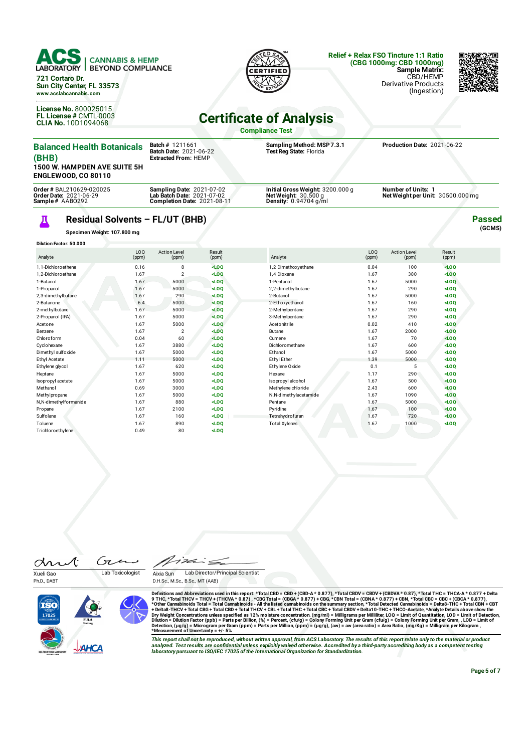**ACS LABORATORY** | CANNABIS & HEMP BEYOND COMPLIANCE

721 Cortaro Dr.
Sun City Center, FL 33573
www.acslabcannabis.com

License No. 800025015
FL License # CMTL-0003
CLIA No. 10D1094068

**Relief + Relax FSO Tincture 1:1 Ratio (CBG 1000mg: CBD 1000mg)**
**Sample Matrix:** CBD/HEMP
Derivative Products
(Ingestion)

# Certificate of Analysis

**Compliance Test**

**Balanced Health Botanicals (BHB)**
**1500 W. HAMPDEN AVE SUITE 5H**
**ENGLEWOOD, CO 80110**

**Batch #** 1211661
**Batch Date:** 2021-06-22
**Extracted From:** HEMP

**Sampling Method:** MSP 7.3.1
**Test Reg State:** Florida

**Production Date:** 2021-06-22

**Order #** BAL210629-020025
**Order Date:** 2021-06-29
**Sample #** AABO292

**Sampling Date:** 2021-07-02
**Lab Batch Date:** 2021-07-02
**Completion Date:** 2021-08-11

**Initial Gross Weight:** 3200.000 g
**Net Weight:** 30.500 g
**Density:** 0.94704 g/ml

**Number of Units:** 1
**Net Weight per Unit:** 30500.000 mg

## Residual Solvents – FL/UT (BHB)

**Passed** (GCMS)

**Specimen Weight: 107.800 mg**

**Dilution Factor: 50.000**

| Analyte | LOQ (ppm) | Action Level (ppm) | Result (ppm) |
|---|---|---|---|
| 1,1-Dichloroethene | 0.16 | 8 | <LOQ |
| 1,2-Dichloroethane | 1.67 | 2 | <LOQ |
| 1-Butanol | 1.67 | 5000 | <LOQ |
| 1-Propanol | 1.67 | 5000 | <LOQ |
| 2,3-dimethylbutane | 1.67 | 290 | <LOQ |
| 2-Butanone | 6.4 | 5000 | <LOQ |
| 2-methylbutane | 1.67 | 5000 | <LOQ |
| 2-Propanol (IPA) | 1.67 | 5000 | <LOQ |
| Acetone | 1.67 | 5000 | <LOQ |
| Benzene | 1.67 | 2 | <LOQ |
| Chloroform | 0.04 | 60 | <LOQ |
| Cyclohexane | 1.67 | 3880 | <LOQ |
| Dimethyl sulfoxide | 1.67 | 5000 | <LOQ |
| Ethyl Acetate | 1.11 | 5000 | <LOQ |
| Ethylene glycol | 1.67 | 620 | <LOQ |
| Heptane | 1.67 | 5000 | <LOQ |
| Isopropyl acetate | 1.67 | 5000 | <LOQ |
| Methanol | 0.69 | 3000 | <LOQ |
| Methylpropane | 1.67 | 5000 | <LOQ |
| N,N-dimethylformamide | 1.67 | 880 | <LOQ |
| Propane | 1.67 | 2100 | <LOQ |
| Sulfolane | 1.67 | 160 | <LOQ |
| Toluene | 1.67 | 890 | <LOQ |
| Trichloroethylene | 0.49 | 80 | <LOQ |
| 1,2 Dimethoxyethane | 0.04 | 100 | <LOQ |
| 1,4 Dioxane | 1.67 | 380 | <LOQ |
| 1-Pentanol | 1.67 | 5000 | <LOQ |
| 2,2-dimethylbutane | 1.67 | 290 | <LOQ |
| 2-Butanol | 1.67 | 5000 | <LOQ |
| 2-Ethoxyethanol | 1.67 | 160 | <LOQ |
| 2-Methylpentane | 1.67 | 290 | <LOQ |
| 3-Methylpentane | 1.67 | 290 | <LOQ |
| Acetonitrile | 0.02 | 410 | <LOQ |
| Butane | 1.67 | 2000 | <LOQ |
| Cumene | 1.67 | 70 | <LOQ |
| Dichloromethane | 1.67 | 600 | <LOQ |
| Ethanol | 1.67 | 5000 | <LOQ |
| Ethyl Ether | 1.39 | 5000 | <LOQ |
| Ethylene Oxide | 0.1 | 5 | <LOQ |
| Hexane | 1.17 | 290 | <LOQ |
| Isopropyl alcohol | 1.67 | 500 | <LOQ |
| Methylene chloride | 2.43 | 600 | <LOQ |
| N,N-dimethylacetamide | 1.67 | 1090 | <LOQ |
| Pentane | 1.67 | 5000 | <LOQ |
| Pyridine | 1.67 | 100 | <LOQ |
| Tetrahydrofuran | 1.67 | 720 | <LOQ |
| Total Xylenes | 1.67 | 1000 | <LOQ |

Xueli Gao, Ph.D., DABT — Lab Toxicologist

Aixia Sun, D.H.Sc., M.Sc., B.Sc., MT (AAB) — Lab Director/Principal Scientist

**Definitions and Abbreviations used in this report:** *Total CBD = CBD + (CBD-A * 0.877), *Total CBDV = CBDV + (CBDVA * 0.87), *Total THC = THCA-A * 0.877 + Delta 9 THC, *Total THCV = THCV + (THCVA * 0.87) , *CBG Total = (CBGA * 0.877) + CBG, *CBN Total = (CBNA * 0.877) + CBN, *Total CBC = CBC + (CBCA * 0.877), *Other Cannabinoids Total = Total Cannabinoids - All the listed cannabinoids on the summary section, *Total Detected Cannabinoids = Delta8-THC + Total CBN + CBT + Delta8-THCV + Total CBG + Total CBD + Total THCV + CBL + Total THC + Total CBC + Total CBDV + Delta10-THC + THCO-Acetate, *Analyte Details above show the Dry Weight Concentrations unless specified as 12% moisture concentration. (mg/ml) = Milligrams per Milliliter, LOQ = Limit of Quantitation, LOD = Limit of Detection, Dilution = Dilution Factor (ppb) = Parts per Billion, (%) = Percent, (cfu/g) = Colony Forming Unit per Gram (cfu/g) = Colony Forming Unit per Gram, , LOD = Limit of Detection, (µg/g) = Microgram per Gram (ppm) = Parts per Million, (ppm) = (µg/g), (aw) = aw (area ratio) = Area Ratio, (mg/Kg) = Milligram per Kilogram , *Measurement of Uncertainty = +/- 5%

*This report shall not be reproduced, without written approval, from ACS Laboratory. The results of this report relate only to the material or product analyzed. Test results are confidential unless explicitly waived otherwise. Accredited by a third-party accrediting body as a competent testing laboratory pursuant to ISO/IEC 17025 of the International Organization for Standardization.*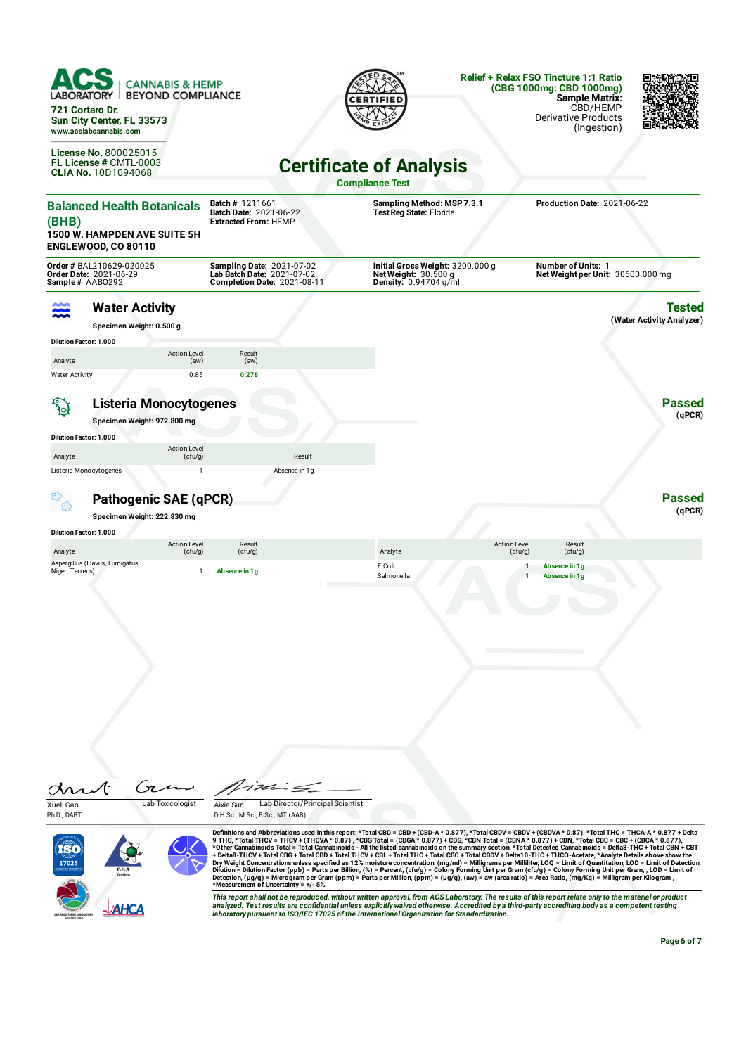**ACS LABORATORY** | CANNABIS & HEMP BEYOND COMPLIANCE

721 Cortaro Dr.
Sun City Center, FL 33573
www.acslabcannabis.com

License No. 800025015
FL License # CMTL-0003
CLIA No. 10D1094068

**Relief + Relax FSO Tincture 1:1 Ratio (CBG 1000mg: CBD 1000mg)**
**Sample Matrix:** CBD/HEMP Derivative Products (Ingestion)

# Certificate of Analysis

**Compliance Test**

| | | | |
|---|---|---|---|
| **Balanced Health Botanicals (BHB)**<br>**1500 W. HAMPDEN AVE SUITE 5H**<br>**ENGLEWOOD, CO 80110** | **Batch #** 1211661<br>**Batch Date:** 2021-06-22<br>**Extracted From:** HEMP | **Sampling Method: MSP 7.3.1**<br>**Test Reg State:** Florida | **Production Date:** 2021-06-22 |
| **Order #** BAL210629-020025<br>**Order Date:** 2021-06-29<br>**Sample #** AABO292 | **Sampling Date:** 2021-07-02<br>**Lab Batch Date:** 2021-07-02<br>**Completion Date:** 2021-08-11 | **Initial Gross Weight:** 3200.000 g<br>**Net Weight:** 30.500 g<br>**Density:** 0.94704 g/ml | **Number of Units:** 1<br>**Net Weight per Unit:** 30500.000 mg |

## Water Activity

**Tested** (Water Activity Analyzer)

**Specimen Weight: 0.500 g**

**Dilution Factor: 1.000**

| Analyte | Action Level (aw) | Result (aw) |
|---|---|---|
| Water Activity | 0.85 | 0.278 |

## Listeria Monocytogenes

**Passed** (qPCR)

**Specimen Weight: 972.800 mg**

**Dilution Factor: 1.000**

| Analyte | Action Level (cfu/g) | Result |
|---|---|---|
| Listeria Monocytogenes | 1 | Absence in 1 g |

## Pathogenic SAE (qPCR)

**Passed** (qPCR)

**Specimen Weight: 222.830 mg**

**Dilution Factor: 1.000**

| Analyte | Action Level (cfu/g) | Result (cfu/g) |
|---|---|---|
| Aspergillus (Flavus, Fumigatus, Niger, Terreus) | 1 | Absence in 1 g |
| E.Coli | 1 | Absence in 1 g |
| Salmonella | 1 | Absence in 1 g |

Xueli Gao, Ph.D., DABT — Lab Toxicologist

Aixia Sun, D.H.Sc., M.Sc., B.Sc., MT (AAB) — Lab Director/Principal Scientist

Definitions and Abbreviations used in this report: *Total CBD = CBD + (CBD-A * 0.877), *Total CBDV = CBDV + (CBDVA * 0.87), *Total THC = THCA-A * 0.877 + Delta 9 THC, *Total THCV = THCV + (THCVA * 0.87) , *CBG Total = (CBGA * 0.877) + CBG, *CBN Total = (CBNA * 0.877) + CBN, *Total CBC = CBC + (CBCA * 0.877), *Other Cannabinoids Total = Total Cannabinoids - All the listed cannabinoids on the summary section, *Total Detected Cannabinoids = Delta8-THC + Total CBN + CBT + Delta8-THCV + Total CBG + Total CBD + Total THCV + CBL + Total THC + Total CBC + Total CBDV + Delta10-THC + THCO-Acetate, *Analyte Details above show the Dry Weight Concentrations unless specified as 12% moisture concentration. (mg/ml) = Milligrams per Milliliter, LOQ = Limit of Quantitation, LOD = Limit of Detection, Dilution = Dilution Factor (ppb) = Parts per Billion, (%) = Percent, (cfu/g) = Colony Forming Unit per Gram (cfu/g) = Colony Forming Unit per Gram, , LOD = Limit of Detection, (µg/g) = Microgram per Gram (ppm) = Parts per Million, (ppm) = (µg/g), (aw) = aw (area ratio) = Area Ratio, (mg/Kg) = Milligram per Kilogram , *Measurement of Uncertainty = +/- 5%

*This report shall not be reproduced, without written approval, from ACS Laboratory. The results of this report relate only to the material or product analyzed. Test results are confidential unless explicitly waived otherwise. Accredited by a third-party accrediting body as a competent testing laboratory pursuant to ISO/IEC 17025 of the International Organization for Standardization.*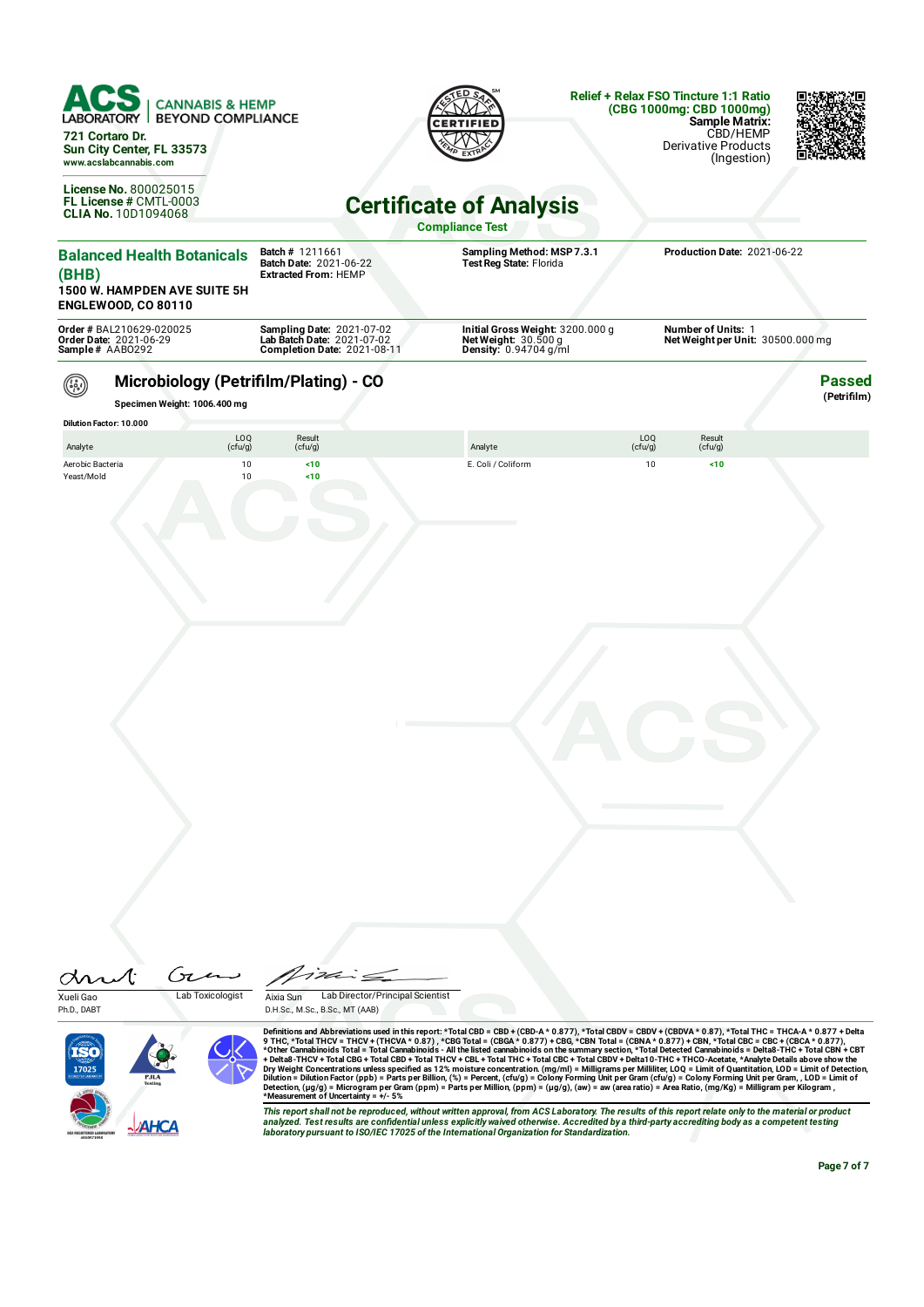**ACS LABORATORY** | CANNABIS & HEMP BEYOND COMPLIANCE

721 Cortaro Dr.
Sun City Center, FL 33573
www.acslabcannabis.com

License No. 800025015
FL License # CMTL-0003
CLIA No. 10D1094068

**Relief + Relax FSO Tincture 1:1 Ratio (CBG 1000mg: CBD 1000mg)**
**Sample Matrix:** CBD/HEMP Derivative Products (Ingestion)

# Certificate of Analysis

**Compliance Test**

**Balanced Health Botanicals (BHB)**
1500 W. HAMPDEN AVE SUITE 5H
ENGLEWOOD, CO 80110

**Batch #** 1211661
**Batch Date:** 2021-06-22
**Extracted From:** HEMP

**Sampling Method:** MSP 7.3.1
**Test Reg State:** Florida

**Production Date:** 2021-06-22

**Order #** BAL210629-020025
**Order Date:** 2021-06-29
**Sample #** AABO292

**Sampling Date:** 2021-07-02
**Lab Batch Date:** 2021-07-02
**Completion Date:** 2021-08-11

**Initial Gross Weight:** 3200.000 g
**Net Weight:** 30.500 g
**Density:** 0.94704 g/ml

**Number of Units:** 1
**Net Weight per Unit:** 30500.000 mg

## Microbiology (Petrifilm/Plating) - CO

**Passed** (Petrifilm)

**Specimen Weight: 1006.400 mg**

**Dilution Factor: 10.000**

| Analyte | LOQ (cfu/g) | Result (cfu/g) | Analyte | LOQ (cfu/g) | Result (cfu/g) |
|---|---|---|---|---|---|
| Aerobic Bacteria | 10 | <10 | E. Coli / Coliform | 10 | <10 |
| Yeast/Mold | 10 | <10 | | | |

Xueli Gao, Ph.D., DABT — Lab Toxicologist

Aixia Sun, D.H.Sc., M.Sc., B.Sc., MT (AAB) — Lab Director/Principal Scientist

**Definitions and Abbreviations used in this report:** *Total CBD = CBD + (CBD-A * 0.877), *Total CBDV = CBDV + (CBDVA * 0.87), *Total THC = THCA-A * 0.877 + Delta 9 THC, *Total THCV = THCV + (THCVA * 0.87) , *CBG Total = (CBGA * 0.877) + CBG, *CBN Total = (CBNA * 0.877) + CBN, *Total CBC = CBC + (CBCA * 0.877), *Other Cannabinoids Total = Total Cannabinoids - All the listed cannabinoids on the summary section, *Total Detected Cannabinoids = Delta8-THC + Total CBN + CBT + Delta8-THCV + Total CBG + Total CBD + Total THCV + CBL + Total THC + Total CBC + Total CBDV + Delta10-THC + THCO-Acetate, *Analyte Details above show the Dry Weight Concentrations unless specified as 12% moisture concentration. (mg/ml) = Milligrams per Milliliter, LOQ = Limit of Quantitation, LOD = Limit of Detection, Dilution = Dilution Factor (ppb) = Parts per Billion, (%) = Percent, (cfu/g) = Colony Forming Unit per Gram (cfu/g) = Colony Forming Unit per Gram, , LOD = Limit of Detection, (µg/g) = Microgram per Gram (ppm) = Parts per Million, (ppm) = (µg/g), (aw) = aw (area ratio) = Area Ratio, (mg/Kg) = Milligram per Kilogram , *Measurement of Uncertainty = +/- 5%

*This report shall not be reproduced, without written approval, from ACS Laboratory. The results of this report relate only to the material or product analyzed. Test results are confidential unless explicitly waived otherwise. Accredited by a third-party accrediting body as a competent testing laboratory pursuant to ISO/IEC 17025 of the International Organization for Standardization.*